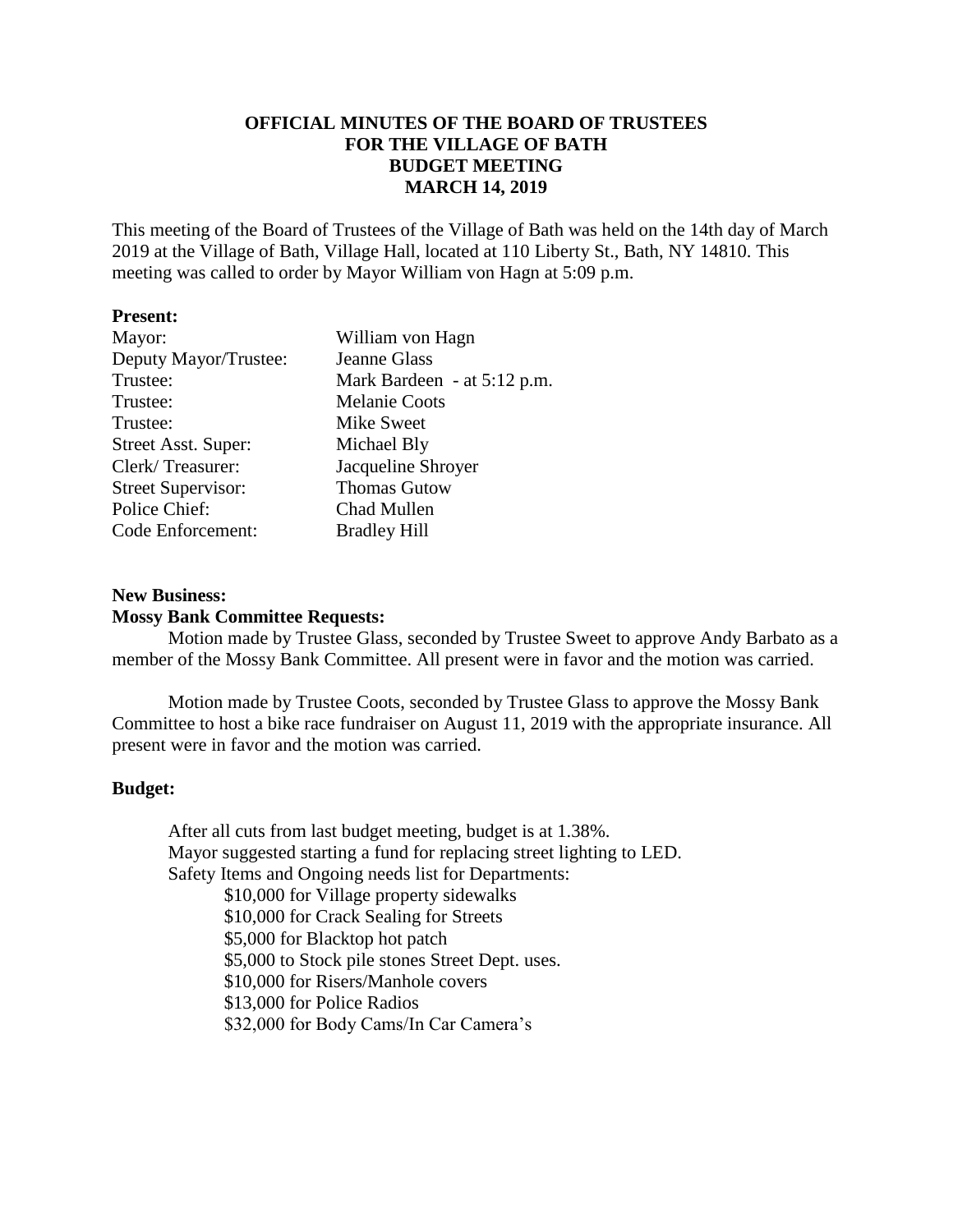**OFFICIAL MINUTES OF THE BOARD OF TRUSTEES**
**FOR THE VILLAGE OF BATH**
**BUDGET MEETING**
**MARCH 14, 2019**

This meeting of the Board of Trustees of the Village of Bath was held on the 14th day of March 2019 at the Village of Bath, Village Hall, located at 110 Liberty St., Bath, NY 14810. This meeting was called to order by Mayor William von Hagn at 5:09 p.m.

**Present:**

| | |
|---|---|
| Mayor: | William von Hagn |
| Deputy Mayor/Trustee: | Jeanne Glass |
| Trustee: | Mark Bardeen - at 5:12 p.m. |
| Trustee: | Melanie Coots |
| Trustee: | Mike Sweet |
| Street Asst. Super: | Michael Bly |
| Clerk/ Treasurer: | Jacqueline Shroyer |
| Street Supervisor: | Thomas Gutow |
| Police Chief: | Chad Mullen |
| Code Enforcement: | Bradley Hill |

**New Business:**

**Mossy Bank Committee Requests:**

Motion made by Trustee Glass, seconded by Trustee Sweet to approve Andy Barbato as a member of the Mossy Bank Committee. All present were in favor and the motion was carried.

Motion made by Trustee Coots, seconded by Trustee Glass to approve the Mossy Bank Committee to host a bike race fundraiser on August 11, 2019 with the appropriate insurance. All present were in favor and the motion was carried.

**Budget:**

After all cuts from last budget meeting, budget is at 1.38%.
Mayor suggested starting a fund for replacing street lighting to LED.
Safety Items and Ongoing needs list for Departments:

- $10,000 for Village property sidewalks
- $10,000 for Crack Sealing for Streets
- $5,000 for Blacktop hot patch
- $5,000 to Stock pile stones Street Dept. uses.
- $10,000 for Risers/Manhole covers
- $13,000 for Police Radios
- $32,000 for Body Cams/In Car Camera's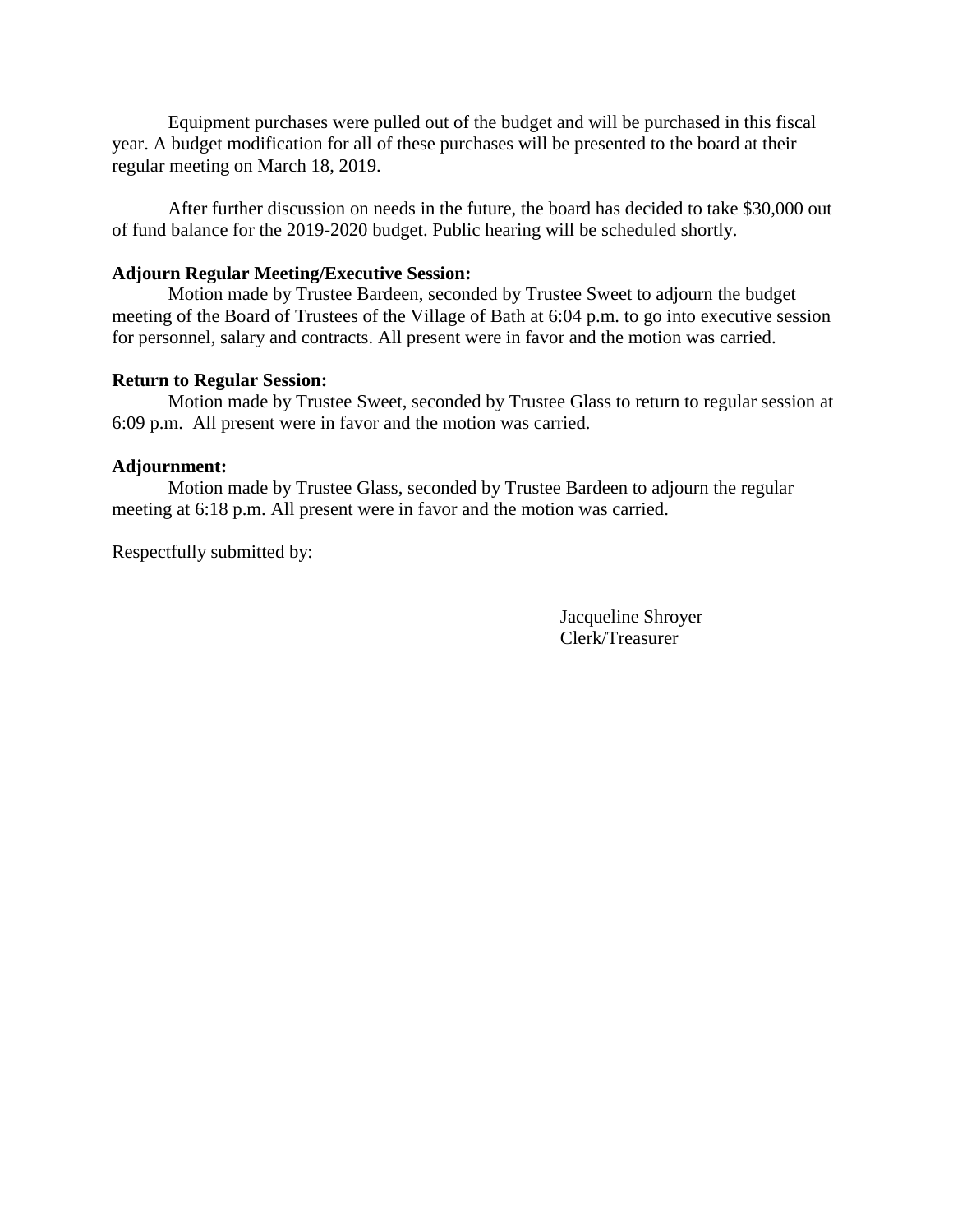Equipment purchases were pulled out of the budget and will be purchased in this fiscal year. A budget modification for all of these purchases will be presented to the board at their regular meeting on March 18, 2019.

After further discussion on needs in the future, the board has decided to take $30,000 out of fund balance for the 2019-2020 budget. Public hearing will be scheduled shortly.

**Adjourn Regular Meeting/Executive Session:**

Motion made by Trustee Bardeen, seconded by Trustee Sweet to adjourn the budget meeting of the Board of Trustees of the Village of Bath at 6:04 p.m. to go into executive session for personnel, salary and contracts. All present were in favor and the motion was carried.

**Return to Regular Session:**

Motion made by Trustee Sweet, seconded by Trustee Glass to return to regular session at 6:09 p.m. All present were in favor and the motion was carried.

**Adjournment:**

Motion made by Trustee Glass, seconded by Trustee Bardeen to adjourn the regular meeting at 6:18 p.m. All present were in favor and the motion was carried.

Respectfully submitted by:

Jacqueline Shroyer
Clerk/Treasurer